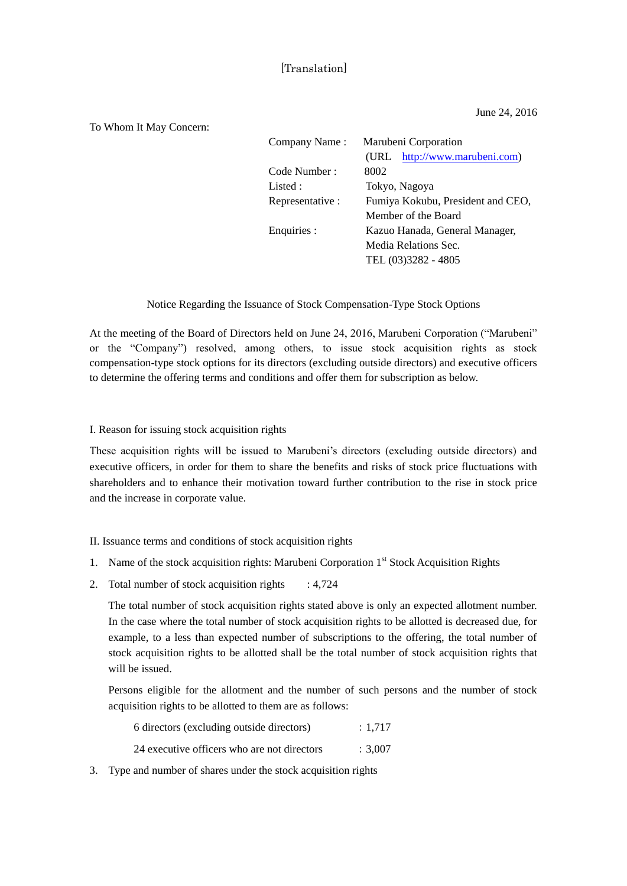[Translation]

June 24, 2016

To Whom It May Concern:

| | |
|---|---|
| Company Name : | Marubeni Corporation (URL http://www.marubeni.com) |
| Code Number : | 8002 |
| Listed : | Tokyo, Nagoya |
| Representative : | Fumiya Kokubu, President and CEO, Member of the Board |
| Enquiries : | Kazuo Hanada, General Manager, Media Relations Sec. TEL (03)3282 - 4805 |

## Notice Regarding the Issuance of Stock Compensation-Type Stock Options

At the meeting of the Board of Directors held on June 24, 2016, Marubeni Corporation ("Marubeni" or the "Company") resolved, among others, to issue stock acquisition rights as stock compensation-type stock options for its directors (excluding outside directors) and executive officers to determine the offering terms and conditions and offer them for subscription as below.

### I. Reason for issuing stock acquisition rights

These acquisition rights will be issued to Marubeni's directors (excluding outside directors) and executive officers, in order for them to share the benefits and risks of stock price fluctuations with shareholders and to enhance their motivation toward further contribution to the rise in stock price and the increase in corporate value.

### II. Issuance terms and conditions of stock acquisition rights

1. Name of the stock acquisition rights: Marubeni Corporation 1st Stock Acquisition Rights

2. Total number of stock acquisition rights : 4,724

   The total number of stock acquisition rights stated above is only an expected allotment number. In the case where the total number of stock acquisition rights to be allotted is decreased due, for example, to a less than expected number of subscriptions to the offering, the total number of stock acquisition rights to be allotted shall be the total number of stock acquisition rights that will be issued.

   Persons eligible for the allotment and the number of such persons and the number of stock acquisition rights to be allotted to them are as follows:

   6 directors (excluding outside directors) : 1,717

   24 executive officers who are not directors : 3,007

3. Type and number of shares under the stock acquisition rights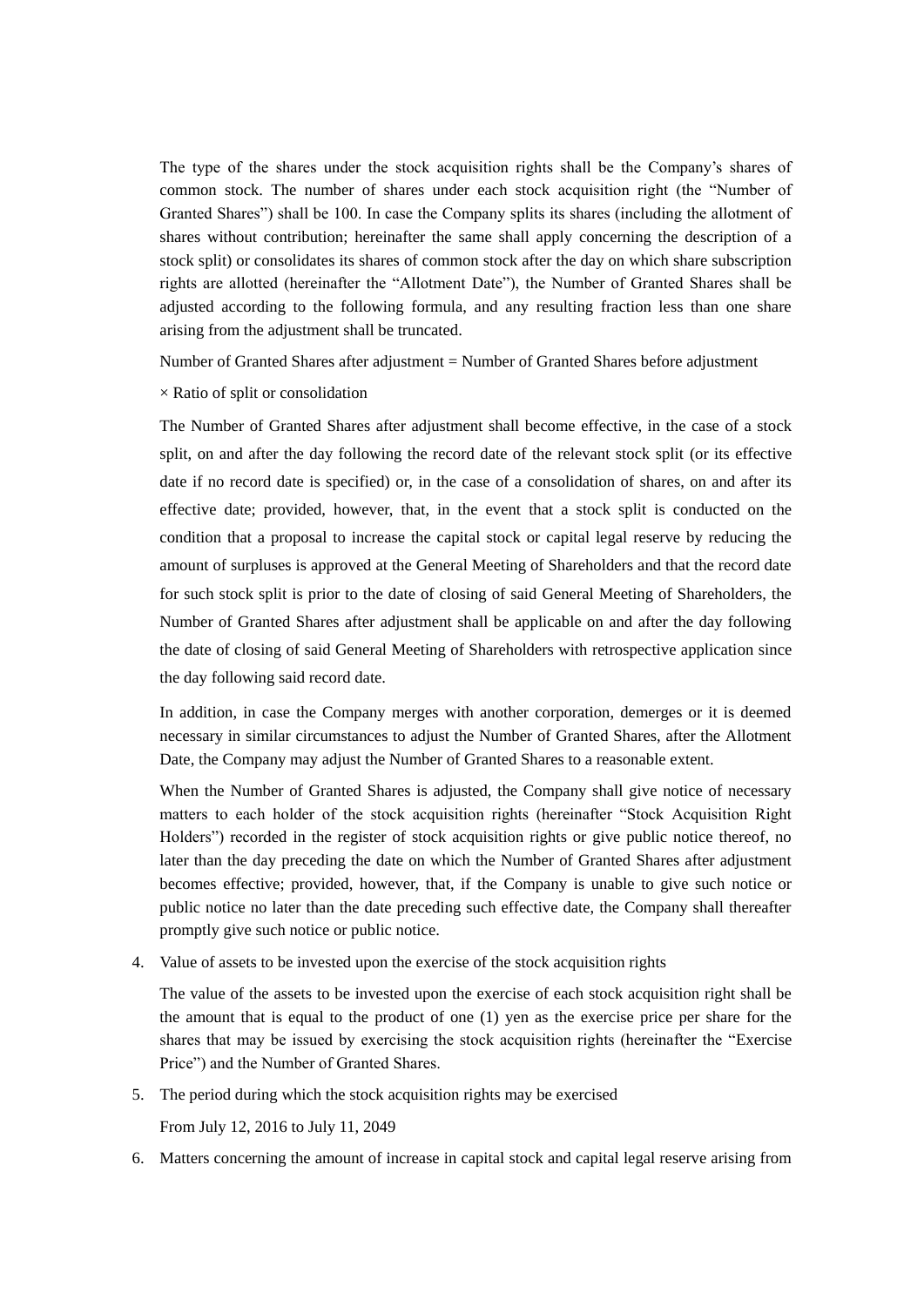The type of the shares under the stock acquisition rights shall be the Company's shares of common stock. The number of shares under each stock acquisition right (the "Number of Granted Shares") shall be 100. In case the Company splits its shares (including the allotment of shares without contribution; hereinafter the same shall apply concerning the description of a stock split) or consolidates its shares of common stock after the day on which share subscription rights are allotted (hereinafter the "Allotment Date"), the Number of Granted Shares shall be adjusted according to the following formula, and any resulting fraction less than one share arising from the adjustment shall be truncated.

Number of Granted Shares after adjustment = Number of Granted Shares before adjustment

× Ratio of split or consolidation

The Number of Granted Shares after adjustment shall become effective, in the case of a stock split, on and after the day following the record date of the relevant stock split (or its effective date if no record date is specified) or, in the case of a consolidation of shares, on and after its effective date; provided, however, that, in the event that a stock split is conducted on the condition that a proposal to increase the capital stock or capital legal reserve by reducing the amount of surpluses is approved at the General Meeting of Shareholders and that the record date for such stock split is prior to the date of closing of said General Meeting of Shareholders, the Number of Granted Shares after adjustment shall be applicable on and after the day following the date of closing of said General Meeting of Shareholders with retrospective application since the day following said record date.

In addition, in case the Company merges with another corporation, demerges or it is deemed necessary in similar circumstances to adjust the Number of Granted Shares, after the Allotment Date, the Company may adjust the Number of Granted Shares to a reasonable extent.

When the Number of Granted Shares is adjusted, the Company shall give notice of necessary matters to each holder of the stock acquisition rights (hereinafter "Stock Acquisition Right Holders") recorded in the register of stock acquisition rights or give public notice thereof, no later than the day preceding the date on which the Number of Granted Shares after adjustment becomes effective; provided, however, that, if the Company is unable to give such notice or public notice no later than the date preceding such effective date, the Company shall thereafter promptly give such notice or public notice.

4. Value of assets to be invested upon the exercise of the stock acquisition rights

   The value of the assets to be invested upon the exercise of each stock acquisition right shall be the amount that is equal to the product of one (1) yen as the exercise price per share for the shares that may be issued by exercising the stock acquisition rights (hereinafter the "Exercise Price") and the Number of Granted Shares.

5. The period during which the stock acquisition rights may be exercised

   From July 12, 2016 to July 11, 2049

6. Matters concerning the amount of increase in capital stock and capital legal reserve arising from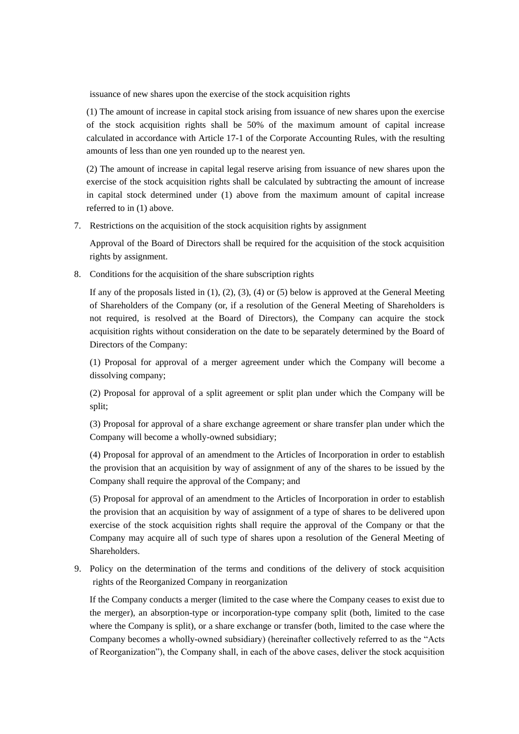issuance of new shares upon the exercise of the stock acquisition rights

(1) The amount of increase in capital stock arising from issuance of new shares upon the exercise of the stock acquisition rights shall be 50% of the maximum amount of capital increase calculated in accordance with Article 17-1 of the Corporate Accounting Rules, with the resulting amounts of less than one yen rounded up to the nearest yen.

(2) The amount of increase in capital legal reserve arising from issuance of new shares upon the exercise of the stock acquisition rights shall be calculated by subtracting the amount of increase in capital stock determined under (1) above from the maximum amount of capital increase referred to in (1) above.

7. Restrictions on the acquisition of the stock acquisition rights by assignment

   Approval of the Board of Directors shall be required for the acquisition of the stock acquisition rights by assignment.

8. Conditions for the acquisition of the share subscription rights

   If any of the proposals listed in (1), (2), (3), (4) or (5) below is approved at the General Meeting of Shareholders of the Company (or, if a resolution of the General Meeting of Shareholders is not required, is resolved at the Board of Directors), the Company can acquire the stock acquisition rights without consideration on the date to be separately determined by the Board of Directors of the Company:

   (1) Proposal for approval of a merger agreement under which the Company will become a dissolving company;

   (2) Proposal for approval of a split agreement or split plan under which the Company will be split;

   (3) Proposal for approval of a share exchange agreement or share transfer plan under which the Company will become a wholly-owned subsidiary;

   (4) Proposal for approval of an amendment to the Articles of Incorporation in order to establish the provision that an acquisition by way of assignment of any of the shares to be issued by the Company shall require the approval of the Company; and

   (5) Proposal for approval of an amendment to the Articles of Incorporation in order to establish the provision that an acquisition by way of assignment of a type of shares to be delivered upon exercise of the stock acquisition rights shall require the approval of the Company or that the Company may acquire all of such type of shares upon a resolution of the General Meeting of Shareholders.

9. Policy on the determination of the terms and conditions of the delivery of stock acquisition rights of the Reorganized Company in reorganization

   If the Company conducts a merger (limited to the case where the Company ceases to exist due to the merger), an absorption-type or incorporation-type company split (both, limited to the case where the Company is split), or a share exchange or transfer (both, limited to the case where the Company becomes a wholly-owned subsidiary) (hereinafter collectively referred to as the "Acts of Reorganization"), the Company shall, in each of the above cases, deliver the stock acquisition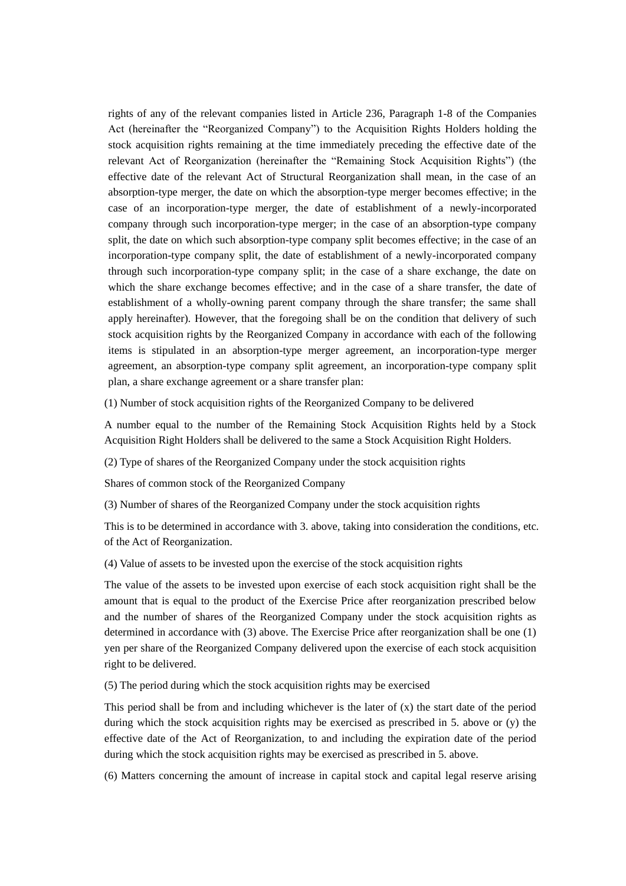rights of any of the relevant companies listed in Article 236, Paragraph 1-8 of the Companies Act (hereinafter the "Reorganized Company") to the Acquisition Rights Holders holding the stock acquisition rights remaining at the time immediately preceding the effective date of the relevant Act of Reorganization (hereinafter the "Remaining Stock Acquisition Rights") (the effective date of the relevant Act of Structural Reorganization shall mean, in the case of an absorption-type merger, the date on which the absorption-type merger becomes effective; in the case of an incorporation-type merger, the date of establishment of a newly-incorporated company through such incorporation-type merger; in the case of an absorption-type company split, the date on which such absorption-type company split becomes effective; in the case of an incorporation-type company split, the date of establishment of a newly-incorporated company through such incorporation-type company split; in the case of a share exchange, the date on which the share exchange becomes effective; and in the case of a share transfer, the date of establishment of a wholly-owning parent company through the share transfer; the same shall apply hereinafter). However, that the foregoing shall be on the condition that delivery of such stock acquisition rights by the Reorganized Company in accordance with each of the following items is stipulated in an absorption-type merger agreement, an incorporation-type merger agreement, an absorption-type company split agreement, an incorporation-type company split plan, a share exchange agreement or a share transfer plan:

(1) Number of stock acquisition rights of the Reorganized Company to be delivered

A number equal to the number of the Remaining Stock Acquisition Rights held by a Stock Acquisition Right Holders shall be delivered to the same a Stock Acquisition Right Holders.

(2) Type of shares of the Reorganized Company under the stock acquisition rights

Shares of common stock of the Reorganized Company

(3) Number of shares of the Reorganized Company under the stock acquisition rights

This is to be determined in accordance with 3. above, taking into consideration the conditions, etc. of the Act of Reorganization.

(4) Value of assets to be invested upon the exercise of the stock acquisition rights

The value of the assets to be invested upon exercise of each stock acquisition right shall be the amount that is equal to the product of the Exercise Price after reorganization prescribed below and the number of shares of the Reorganized Company under the stock acquisition rights as determined in accordance with (3) above. The Exercise Price after reorganization shall be one (1) yen per share of the Reorganized Company delivered upon the exercise of each stock acquisition right to be delivered.

(5) The period during which the stock acquisition rights may be exercised

This period shall be from and including whichever is the later of (x) the start date of the period during which the stock acquisition rights may be exercised as prescribed in 5. above or (y) the effective date of the Act of Reorganization, to and including the expiration date of the period during which the stock acquisition rights may be exercised as prescribed in 5. above.

(6) Matters concerning the amount of increase in capital stock and capital legal reserve arising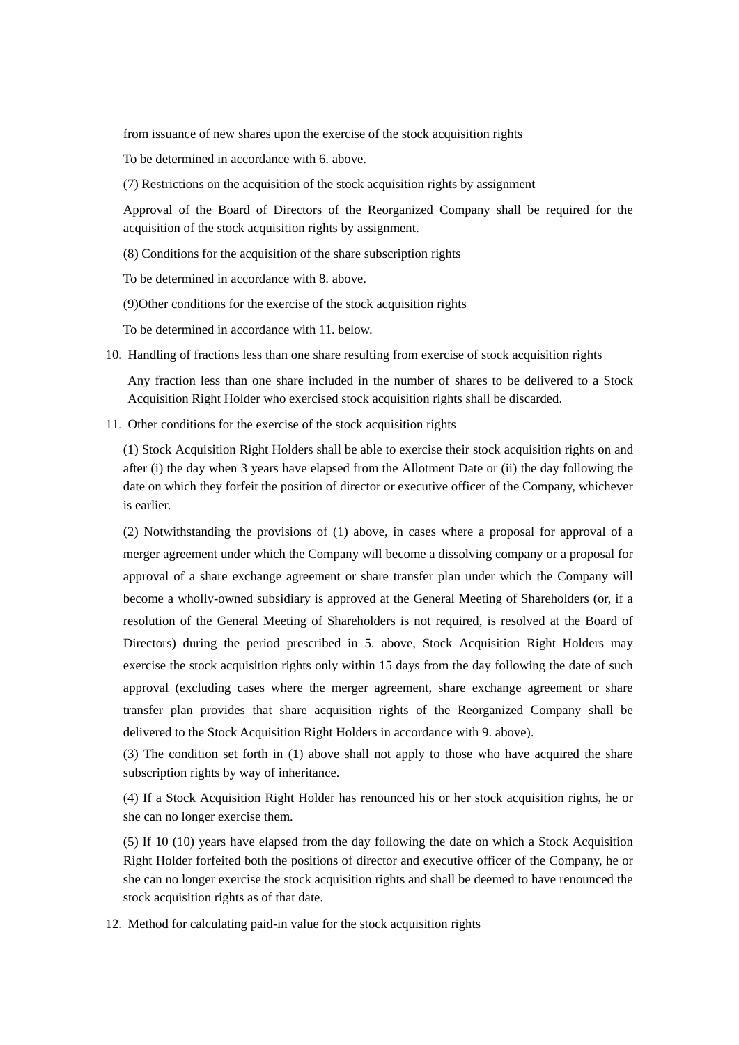from issuance of new shares upon the exercise of the stock acquisition rights

To be determined in accordance with 6. above.

(7) Restrictions on the acquisition of the stock acquisition rights by assignment

Approval of the Board of Directors of the Reorganized Company shall be required for the acquisition of the stock acquisition rights by assignment.

(8) Conditions for the acquisition of the share subscription rights

To be determined in accordance with 8. above.

(9)Other conditions for the exercise of the stock acquisition rights

To be determined in accordance with 11. below.

10. Handling of fractions less than one share resulting from exercise of stock acquisition rights

   Any fraction less than one share included in the number of shares to be delivered to a Stock Acquisition Right Holder who exercised stock acquisition rights shall be discarded.

11. Other conditions for the exercise of the stock acquisition rights

   (1) Stock Acquisition Right Holders shall be able to exercise their stock acquisition rights on and after (i) the day when 3 years have elapsed from the Allotment Date or (ii) the day following the date on which they forfeit the position of director or executive officer of the Company, whichever is earlier.

   (2) Notwithstanding the provisions of (1) above, in cases where a proposal for approval of a merger agreement under which the Company will become a dissolving company or a proposal for approval of a share exchange agreement or share transfer plan under which the Company will become a wholly-owned subsidiary is approved at the General Meeting of Shareholders (or, if a resolution of the General Meeting of Shareholders is not required, is resolved at the Board of Directors) during the period prescribed in 5. above, Stock Acquisition Right Holders may exercise the stock acquisition rights only within 15 days from the day following the date of such approval (excluding cases where the merger agreement, share exchange agreement or share transfer plan provides that share acquisition rights of the Reorganized Company shall be delivered to the Stock Acquisition Right Holders in accordance with 9. above).

   (3) The condition set forth in (1) above shall not apply to those who have acquired the share subscription rights by way of inheritance.

   (4) If a Stock Acquisition Right Holder has renounced his or her stock acquisition rights, he or she can no longer exercise them.

   (5) If 10 (10) years have elapsed from the day following the date on which a Stock Acquisition Right Holder forfeited both the positions of director and executive officer of the Company, he or she can no longer exercise the stock acquisition rights and shall be deemed to have renounced the stock acquisition rights as of that date.

12. Method for calculating paid-in value for the stock acquisition rights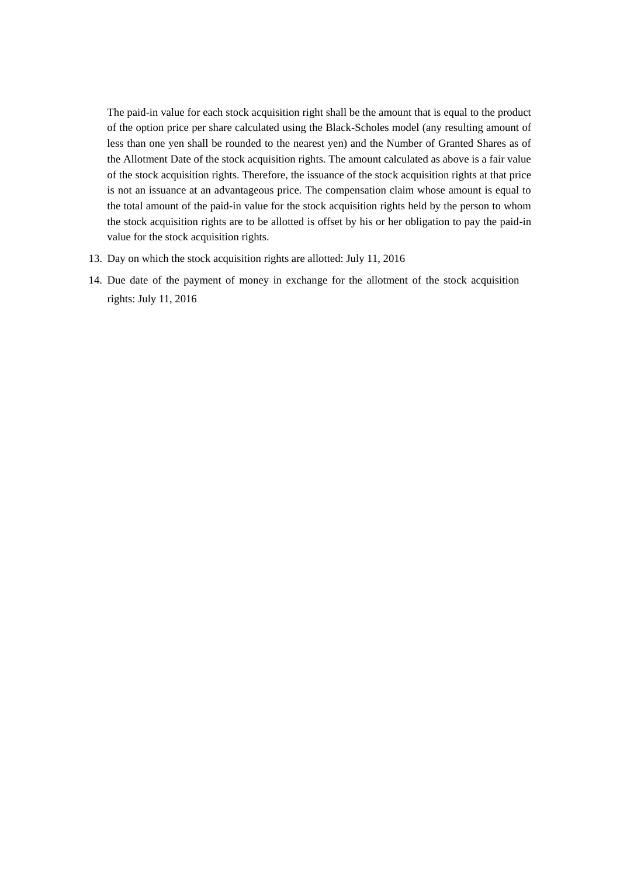The paid-in value for each stock acquisition right shall be the amount that is equal to the product of the option price per share calculated using the Black-Scholes model (any resulting amount of less than one yen shall be rounded to the nearest yen) and the Number of Granted Shares as of the Allotment Date of the stock acquisition rights. The amount calculated as above is a fair value of the stock acquisition rights. Therefore, the issuance of the stock acquisition rights at that price is not an issuance at an advantageous price. The compensation claim whose amount is equal to the total amount of the paid-in value for the stock acquisition rights held by the person to whom the stock acquisition rights are to be allotted is offset by his or her obligation to pay the paid-in value for the stock acquisition rights.

13. Day on which the stock acquisition rights are allotted: July 11, 2016
14. Due date of the payment of money in exchange for the allotment of the stock acquisition rights: July 11, 2016